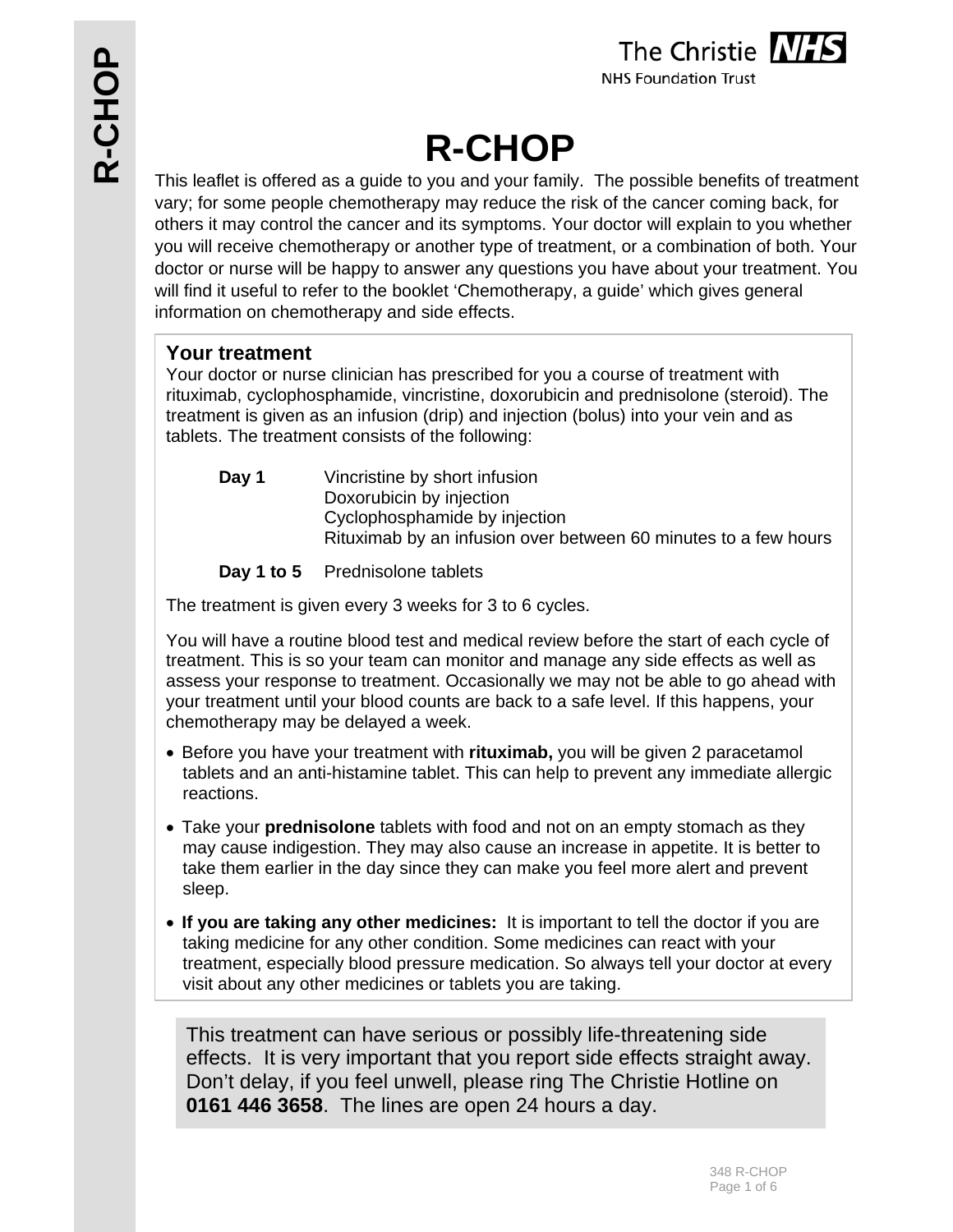# R-CHOP

This leaflet is offered as a guide to you and your family. The possible benefits of treatment vary; for some people chemotherapy may reduce the risk of the cancer coming back, for others it may control the cancer and its symptoms. Your doctor will explain to you whether you will receive chemotherapy or another type of treatment, or a combination of both. Your doctor or nurse will be happy to answer any questions you have about your treatment. You will find it useful to refer to the booklet 'Chemotherapy, a guide' which gives general information on chemotherapy and side effects.

## Your treatment

Your doctor or nurse clinician has prescribed for you a course of treatment with rituximab, cyclophosphamide, vincristine, doxorubicin and prednisolone (steroid). The treatment is given as an infusion (drip) and injection (bolus) into your vein and as tablets. The treatment consists of the following:

| | |
|---|---|
| **Day 1** | Vincristine by short infusion<br>Doxorubicin by injection<br>Cyclophosphamide by injection<br>Rituximab by an infusion over between 60 minutes to a few hours |
| **Day 1 to 5** | Prednisolone tablets |

The treatment is given every 3 weeks for 3 to 6 cycles.

You will have a routine blood test and medical review before the start of each cycle of treatment. This is so your team can monitor and manage any side effects as well as assess your response to treatment. Occasionally we may not be able to go ahead with your treatment until your blood counts are back to a safe level. If this happens, your chemotherapy may be delayed a week.

- Before you have your treatment with **rituximab,** you will be given 2 paracetamol tablets and an anti-histamine tablet. This can help to prevent any immediate allergic reactions.
- Take your **prednisolone** tablets with food and not on an empty stomach as they may cause indigestion. They may also cause an increase in appetite. It is better to take them earlier in the day since they can make you feel more alert and prevent sleep.
- **If you are taking any other medicines:** It is important to tell the doctor if you are taking medicine for any other condition. Some medicines can react with your treatment, especially blood pressure medication. So always tell your doctor at every visit about any other medicines or tablets you are taking.

This treatment can have serious or possibly life-threatening side effects. It is very important that you report side effects straight away. Don't delay, if you feel unwell, please ring The Christie Hotline on **0161 446 3658**. The lines are open 24 hours a day.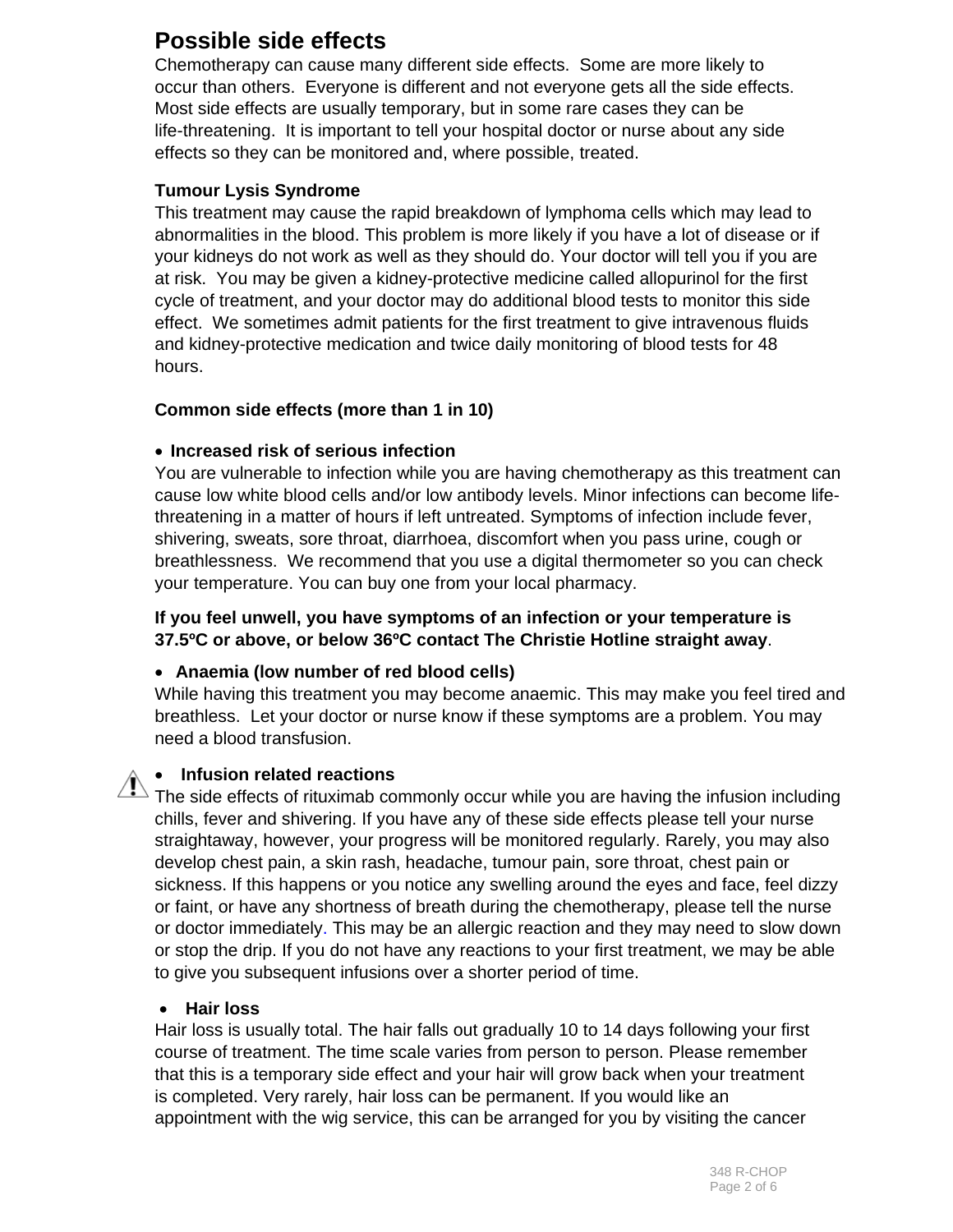## Possible side effects

Chemotherapy can cause many different side effects. Some are more likely to occur than others. Everyone is different and not everyone gets all the side effects. Most side effects are usually temporary, but in some rare cases they can be life-threatening. It is important to tell your hospital doctor or nurse about any side effects so they can be monitored and, where possible, treated.

**Tumour Lysis Syndrome**

This treatment may cause the rapid breakdown of lymphoma cells which may lead to abnormalities in the blood. This problem is more likely if you have a lot of disease or if your kidneys do not work as well as they should do. Your doctor will tell you if you are at risk. You may be given a kidney-protective medicine called allopurinol for the first cycle of treatment, and your doctor may do additional blood tests to monitor this side effect. We sometimes admit patients for the first treatment to give intravenous fluids and kidney-protective medication and twice daily monitoring of blood tests for 48 hours.

**Common side effects (more than 1 in 10)**

- **Increased risk of serious infection**

You are vulnerable to infection while you are having chemotherapy as this treatment can cause low white blood cells and/or low antibody levels. Minor infections can become life-threatening in a matter of hours if left untreated. Symptoms of infection include fever, shivering, sweats, sore throat, diarrhoea, discomfort when you pass urine, cough or breathlessness. We recommend that you use a digital thermometer so you can check your temperature. You can buy one from your local pharmacy.

**If you feel unwell, you have symptoms of an infection or your temperature is 37.5ºC or above, or below 36ºC contact The Christie Hotline straight away**.

- **Anaemia (low number of red blood cells)**

While having this treatment you may become anaemic. This may make you feel tired and breathless. Let your doctor or nurse know if these symptoms are a problem. You may need a blood transfusion.

- ⚠ **Infusion related reactions**

The side effects of rituximab commonly occur while you are having the infusion including chills, fever and shivering. If you have any of these side effects please tell your nurse straightaway, however, your progress will be monitored regularly. Rarely, you may also develop chest pain, a skin rash, headache, tumour pain, sore throat, chest pain or sickness. If this happens or you notice any swelling around the eyes and face, feel dizzy or faint, or have any shortness of breath during the chemotherapy, please tell the nurse or doctor immediately. This may be an allergic reaction and they may need to slow down or stop the drip. If you do not have any reactions to your first treatment, we may be able to give you subsequent infusions over a shorter period of time.

- **Hair loss**

Hair loss is usually total. The hair falls out gradually 10 to 14 days following your first course of treatment. The time scale varies from person to person. Please remember that this is a temporary side effect and your hair will grow back when your treatment is completed. Very rarely, hair loss can be permanent. If you would like an appointment with the wig service, this can be arranged for you by visiting the cancer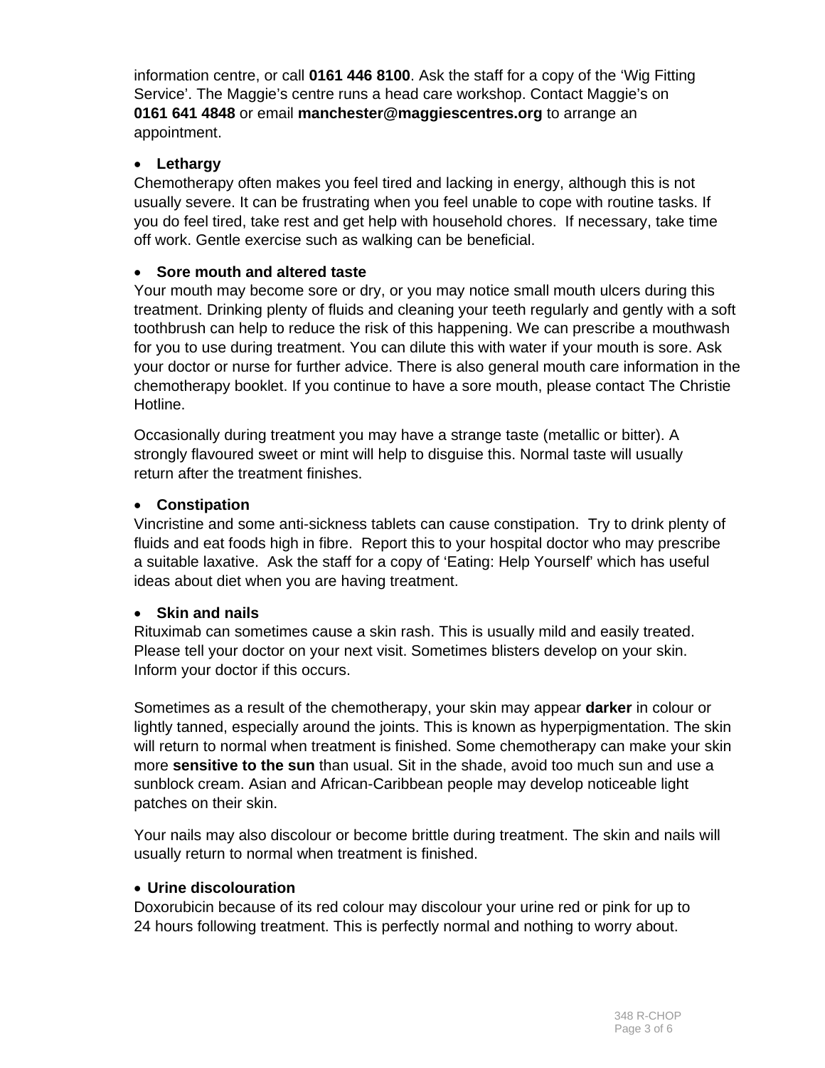information centre, or call **0161 446 8100**. Ask the staff for a copy of the 'Wig Fitting Service'. The Maggie's centre runs a head care workshop. Contact Maggie's on **0161 641 4848** or email **manchester@maggiescentres.org** to arrange an appointment.

- **Lethargy**

Chemotherapy often makes you feel tired and lacking in energy, although this is not usually severe. It can be frustrating when you feel unable to cope with routine tasks. If you do feel tired, take rest and get help with household chores. If necessary, take time off work. Gentle exercise such as walking can be beneficial.

- **Sore mouth and altered taste**

Your mouth may become sore or dry, or you may notice small mouth ulcers during this treatment. Drinking plenty of fluids and cleaning your teeth regularly and gently with a soft toothbrush can help to reduce the risk of this happening. We can prescribe a mouthwash for you to use during treatment. You can dilute this with water if your mouth is sore. Ask your doctor or nurse for further advice. There is also general mouth care information in the chemotherapy booklet. If you continue to have a sore mouth, please contact The Christie Hotline.

Occasionally during treatment you may have a strange taste (metallic or bitter). A strongly flavoured sweet or mint will help to disguise this. Normal taste will usually return after the treatment finishes.

- **Constipation**

Vincristine and some anti-sickness tablets can cause constipation. Try to drink plenty of fluids and eat foods high in fibre. Report this to your hospital doctor who may prescribe a suitable laxative. Ask the staff for a copy of 'Eating: Help Yourself' which has useful ideas about diet when you are having treatment.

- **Skin and nails**

Rituximab can sometimes cause a skin rash. This is usually mild and easily treated. Please tell your doctor on your next visit. Sometimes blisters develop on your skin. Inform your doctor if this occurs.

Sometimes as a result of the chemotherapy, your skin may appear **darker** in colour or lightly tanned, especially around the joints. This is known as hyperpigmentation. The skin will return to normal when treatment is finished. Some chemotherapy can make your skin more **sensitive to the sun** than usual. Sit in the shade, avoid too much sun and use a sunblock cream. Asian and African-Caribbean people may develop noticeable light patches on their skin.

Your nails may also discolour or become brittle during treatment. The skin and nails will usually return to normal when treatment is finished.

- **Urine discolouration**

Doxorubicin because of its red colour may discolour your urine red or pink for up to 24 hours following treatment. This is perfectly normal and nothing to worry about.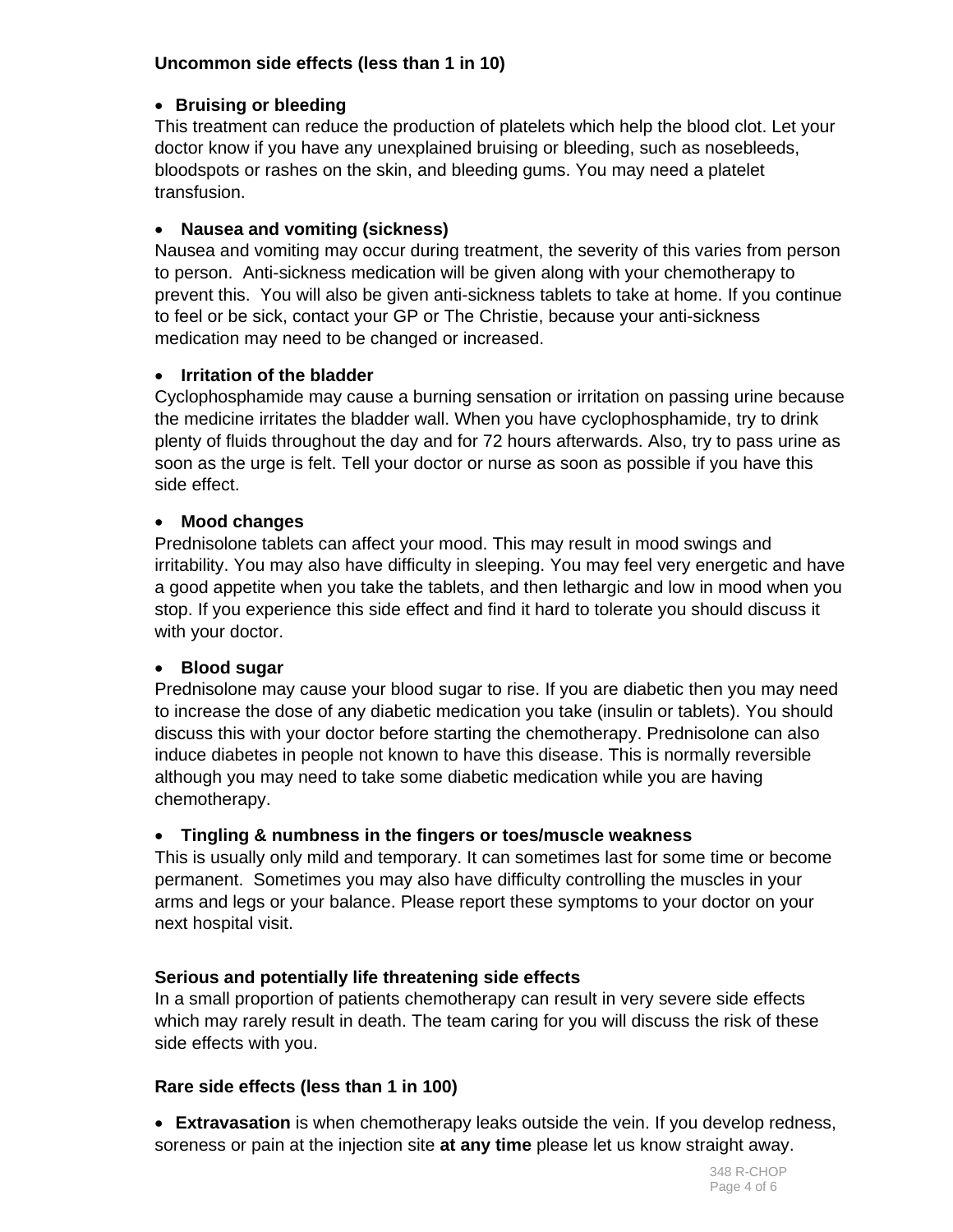**Uncommon side effects (less than 1 in 10)**

- **Bruising or bleeding**

This treatment can reduce the production of platelets which help the blood clot. Let your doctor know if you have any unexplained bruising or bleeding, such as nosebleeds, bloodspots or rashes on the skin, and bleeding gums. You may need a platelet transfusion.

- **Nausea and vomiting (sickness)**

Nausea and vomiting may occur during treatment, the severity of this varies from person to person. Anti-sickness medication will be given along with your chemotherapy to prevent this. You will also be given anti-sickness tablets to take at home. If you continue to feel or be sick, contact your GP or The Christie, because your anti-sickness medication may need to be changed or increased.

- **Irritation of the bladder**

Cyclophosphamide may cause a burning sensation or irritation on passing urine because the medicine irritates the bladder wall. When you have cyclophosphamide, try to drink plenty of fluids throughout the day and for 72 hours afterwards. Also, try to pass urine as soon as the urge is felt. Tell your doctor or nurse as soon as possible if you have this side effect.

- **Mood changes**

Prednisolone tablets can affect your mood. This may result in mood swings and irritability. You may also have difficulty in sleeping. You may feel very energetic and have a good appetite when you take the tablets, and then lethargic and low in mood when you stop. If you experience this side effect and find it hard to tolerate you should discuss it with your doctor.

- **Blood sugar**

Prednisolone may cause your blood sugar to rise. If you are diabetic then you may need to increase the dose of any diabetic medication you take (insulin or tablets). You should discuss this with your doctor before starting the chemotherapy. Prednisolone can also induce diabetes in people not known to have this disease. This is normally reversible although you may need to take some diabetic medication while you are having chemotherapy.

- **Tingling & numbness in the fingers or toes/muscle weakness**

This is usually only mild and temporary. It can sometimes last for some time or become permanent. Sometimes you may also have difficulty controlling the muscles in your arms and legs or your balance. Please report these symptoms to your doctor on your next hospital visit.

**Serious and potentially life threatening side effects**

In a small proportion of patients chemotherapy can result in very severe side effects which may rarely result in death. The team caring for you will discuss the risk of these side effects with you.

**Rare side effects (less than 1 in 100)**

- **Extravasation** is when chemotherapy leaks outside the vein. If you develop redness, soreness or pain at the injection site **at any time** please let us know straight away.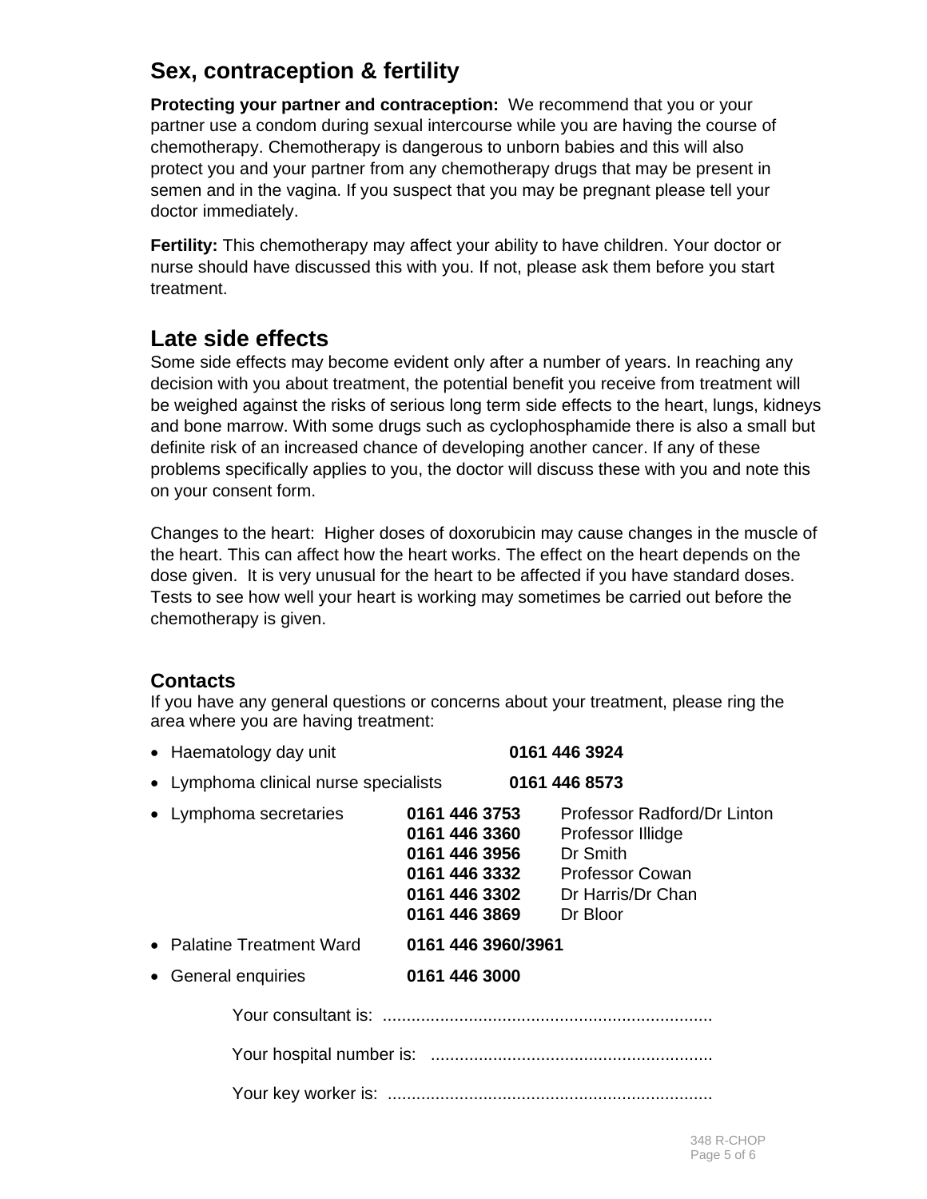## Sex, contraception & fertility

**Protecting your partner and contraception:** We recommend that you or your partner use a condom during sexual intercourse while you are having the course of chemotherapy. Chemotherapy is dangerous to unborn babies and this will also protect you and your partner from any chemotherapy drugs that may be present in semen and in the vagina. If you suspect that you may be pregnant please tell your doctor immediately.

**Fertility:** This chemotherapy may affect your ability to have children. Your doctor or nurse should have discussed this with you. If not, please ask them before you start treatment.

## Late side effects

Some side effects may become evident only after a number of years. In reaching any decision with you about treatment, the potential benefit you receive from treatment will be weighed against the risks of serious long term side effects to the heart, lungs, kidneys and bone marrow. With some drugs such as cyclophosphamide there is also a small but definite risk of an increased chance of developing another cancer. If any of these problems specifically applies to you, the doctor will discuss these with you and note this on your consent form.

Changes to the heart: Higher doses of doxorubicin may cause changes in the muscle of the heart. This can affect how the heart works. The effect on the heart depends on the dose given. It is very unusual for the heart to be affected if you have standard doses. Tests to see how well your heart is working may sometimes be carried out before the chemotherapy is given.

### Contacts

If you have any general questions or concerns about your treatment, please ring the area where you are having treatment:

- Haematology day unit **0161 446 3924**
- Lymphoma clinical nurse specialists **0161 446 8573**
- Lymphoma secretaries
  - **0161 446 3753** Professor Radford/Dr Linton
  - **0161 446 3360** Professor Illidge
  - **0161 446 3956** Dr Smith
  - **0161 446 3332** Professor Cowan
  - **0161 446 3302** Dr Harris/Dr Chan
  - **0161 446 3869** Dr Bloor
- Palatine Treatment Ward **0161 446 3960/3961**
- General enquiries **0161 446 3000**

Your consultant is: .....................................................................

Your hospital number is: ...........................................................

Your key worker is: ....................................................................

348 R-CHOP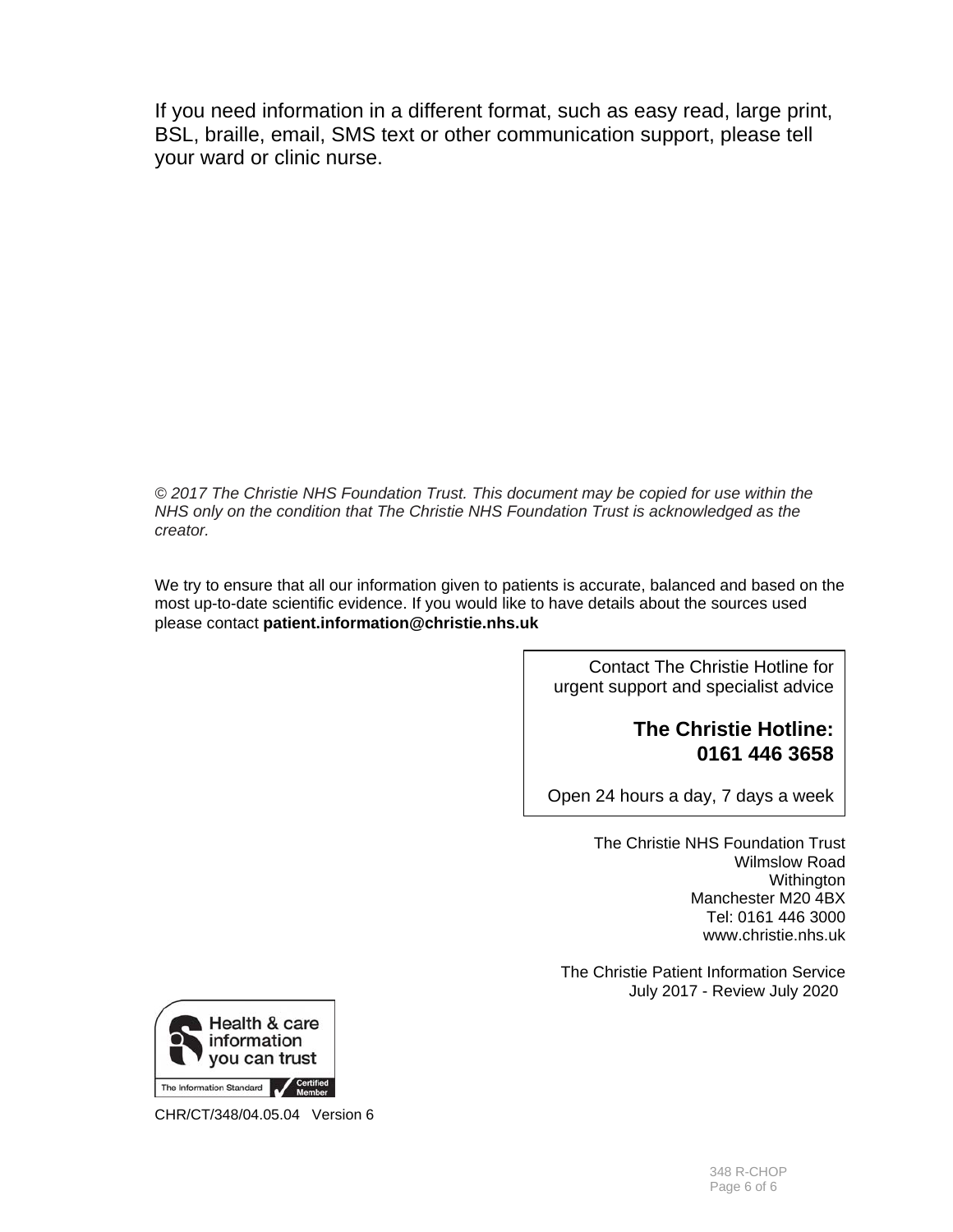If you need information in a different format, such as easy read, large print, BSL, braille, email, SMS text or other communication support, please tell your ward or clinic nurse.

*© 2017 The Christie NHS Foundation Trust. This document may be copied for use within the NHS only on the condition that The Christie NHS Foundation Trust is acknowledged as the creator.*

We try to ensure that all our information given to patients is accurate, balanced and based on the most up-to-date scientific evidence. If you would like to have details about the sources used please contact **patient.information@christie.nhs.uk**

Contact The Christie Hotline for urgent support and specialist advice

**The Christie Hotline: 0161 446 3658**

Open 24 hours a day, 7 days a week

The Christie NHS Foundation Trust
Wilmslow Road
Withington
Manchester M20 4BX
Tel: 0161 446 3000
www.christie.nhs.uk

The Christie Patient Information Service
July 2017 - Review July 2020

Health & care information you can trust
The Information Standard Certified Member

CHR/CT/348/04.05.04 Version 6

348 R-CHOP